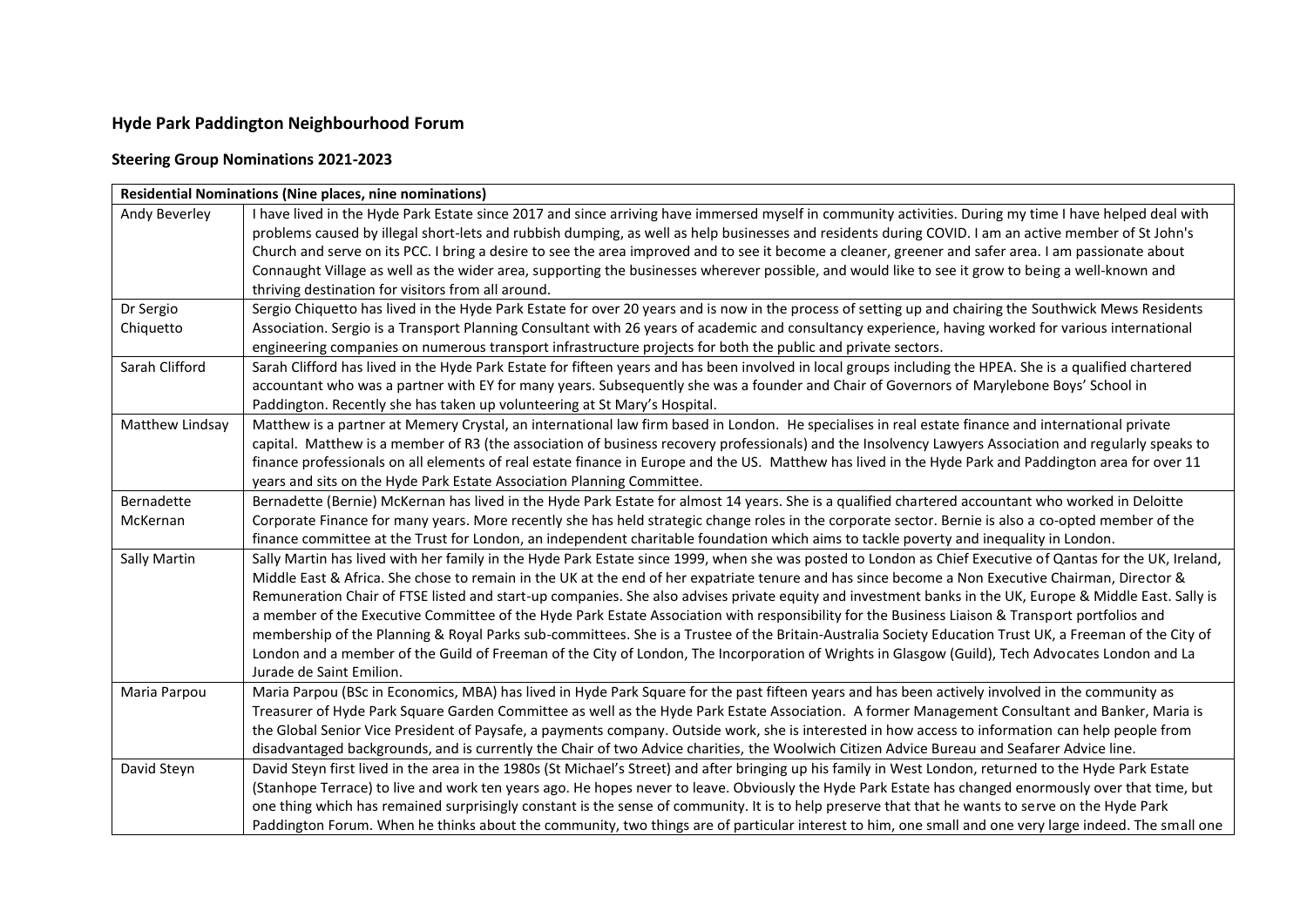## Hyde Park Paddington Neighbourhood Forum

### Steering Group Nominations 2021-2023

| Residential Nominations (Nine places, nine nominations) | |
|---|---|
| Andy Beverley | I have lived in the Hyde Park Estate since 2017 and since arriving have immersed myself in community activities. During my time I have helped deal with problems caused by illegal short-lets and rubbish dumping, as well as help businesses and residents during COVID. I am an active member of St John's Church and serve on its PCC. I bring a desire to see the area improved and to see it become a cleaner, greener and safer area. I am passionate about Connaught Village as well as the wider area, supporting the businesses wherever possible, and would like to see it grow to being a well-known and thriving destination for visitors from all around. |
| Dr Sergio Chiquetto | Sergio Chiquetto has lived in the Hyde Park Estate for over 20 years and is now in the process of setting up and chairing the Southwick Mews Residents Association. Sergio is a Transport Planning Consultant with 26 years of academic and consultancy experience, having worked for various international engineering companies on numerous transport infrastructure projects for both the public and private sectors. |
| Sarah Clifford | Sarah Clifford has lived in the Hyde Park Estate for fifteen years and has been involved in local groups including the HPEA. She is a qualified chartered accountant who was a partner with EY for many years. Subsequently she was a founder and Chair of Governors of Marylebone Boys' School in Paddington. Recently she has taken up volunteering at St Mary's Hospital. |
| Matthew Lindsay | Matthew is a partner at Memery Crystal, an international law firm based in London. He specialises in real estate finance and international private capital. Matthew is a member of R3 (the association of business recovery professionals) and the Insolvency Lawyers Association and regularly speaks to finance professionals on all elements of real estate finance in Europe and the US. Matthew has lived in the Hyde Park and Paddington area for over 11 years and sits on the Hyde Park Estate Association Planning Committee. |
| Bernadette McKernan | Bernadette (Bernie) McKernan has lived in the Hyde Park Estate for almost 14 years. She is a qualified chartered accountant who worked in Deloitte Corporate Finance for many years. More recently she has held strategic change roles in the corporate sector. Bernie is also a co-opted member of the finance committee at the Trust for London, an independent charitable foundation which aims to tackle poverty and inequality in London. |
| Sally Martin | Sally Martin has lived with her family in the Hyde Park Estate since 1999, when she was posted to London as Chief Executive of Qantas for the UK, Ireland, Middle East & Africa. She chose to remain in the UK at the end of her expatriate tenure and has since become a Non Executive Chairman, Director & Remuneration Chair of FTSE listed and start-up companies. She also advises private equity and investment banks in the UK, Europe & Middle East. Sally is a member of the Executive Committee of the Hyde Park Estate Association with responsibility for the Business Liaison & Transport portfolios and membership of the Planning & Royal Parks sub-committees. She is a Trustee of the Britain-Australia Society Education Trust UK, a Freeman of the City of London and a member of the Guild of Freeman of the City of London, The Incorporation of Wrights in Glasgow (Guild), Tech Advocates London and La Jurade de Saint Emilion. |
| Maria Parpou | Maria Parpou (BSc in Economics, MBA) has lived in Hyde Park Square for the past fifteen years and has been actively involved in the community as Treasurer of Hyde Park Square Garden Committee as well as the Hyde Park Estate Association. A former Management Consultant and Banker, Maria is the Global Senior Vice President of Paysafe, a payments company. Outside work, she is interested in how access to information can help people from disadvantaged backgrounds, and is currently the Chair of two Advice charities, the Woolwich Citizen Advice Bureau and Seafarer Advice line. |
| David Steyn | David Steyn first lived in the area in the 1980s (St Michael's Street) and after bringing up his family in West London, returned to the Hyde Park Estate (Stanhope Terrace) to live and work ten years ago. He hopes never to leave. Obviously the Hyde Park Estate has changed enormously over that time, but one thing which has remained surprisingly constant is the sense of community. It is to help preserve that that he wants to serve on the Hyde Park Paddington Forum. When he thinks about the community, two things are of particular interest to him, one small and one very large indeed. The small one |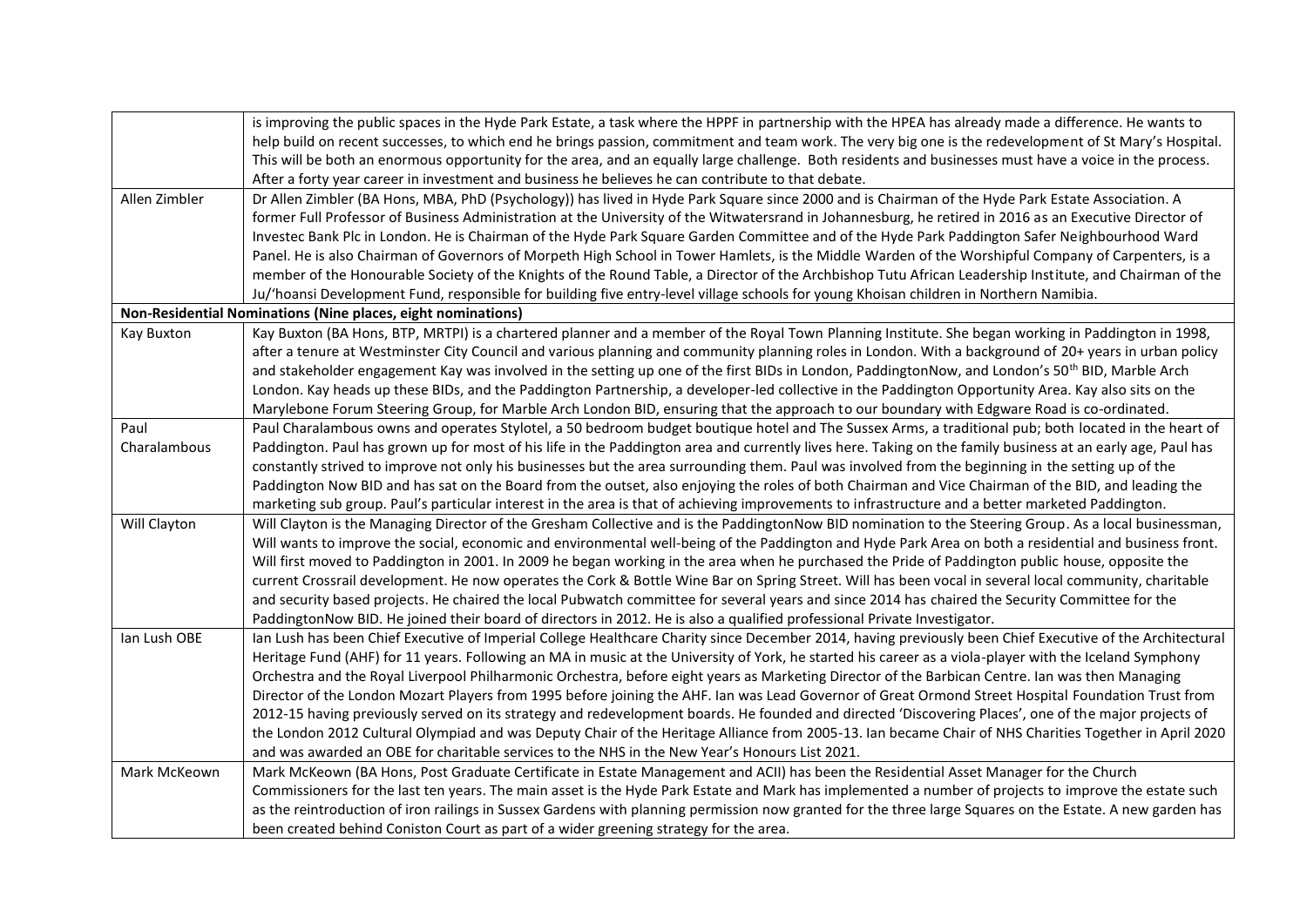| | |
|---|---|
| | is improving the public spaces in the Hyde Park Estate, a task where the HPPF in partnership with the HPEA has already made a difference. He wants to help build on recent successes, to which end he brings passion, commitment and team work. The very big one is the redevelopment of St Mary's Hospital. This will be both an enormous opportunity for the area, and an equally large challenge. Both residents and businesses must have a voice in the process. After a forty year career in investment and business he believes he can contribute to that debate. |
| Allen Zimbler | Dr Allen Zimbler (BA Hons, MBA, PhD (Psychology)) has lived in Hyde Park Square since 2000 and is Chairman of the Hyde Park Estate Association. A former Full Professor of Business Administration at the University of the Witwatersrand in Johannesburg, he retired in 2016 as an Executive Director of Investec Bank Plc in London. He is Chairman of the Hyde Park Square Garden Committee and of the Hyde Park Paddington Safer Neighbourhood Ward Panel. He is also Chairman of Governors of Morpeth High School in Tower Hamlets, is the Middle Warden of the Worshipful Company of Carpenters, is a member of the Honourable Society of the Knights of the Round Table, a Director of the Archbishop Tutu African Leadership Institute, and Chairman of the Ju/'hoansi Development Fund, responsible for building five entry-level village schools for young Khoisan children in Northern Namibia. |
| **Non-Residential Nominations (Nine places, eight nominations)** | |
| Kay Buxton | Kay Buxton (BA Hons, BTP, MRTPI) is a chartered planner and a member of the Royal Town Planning Institute. She began working in Paddington in 1998, after a tenure at Westminster City Council and various planning and community planning roles in London. With a background of 20+ years in urban policy and stakeholder engagement Kay was involved in the setting up one of the first BIDs in London, PaddingtonNow, and London's 50th BID, Marble Arch London. Kay heads up these BIDs, and the Paddington Partnership, a developer-led collective in the Paddington Opportunity Area. Kay also sits on the Marylebone Forum Steering Group, for Marble Arch London BID, ensuring that the approach to our boundary with Edgware Road is co-ordinated. |
| Paul Charalambous | Paul Charalambous owns and operates Stylotel, a 50 bedroom budget boutique hotel and The Sussex Arms, a traditional pub; both located in the heart of Paddington. Paul has grown up for most of his life in the Paddington area and currently lives here. Taking on the family business at an early age, Paul has constantly strived to improve not only his businesses but the area surrounding them. Paul was involved from the beginning in the setting up of the Paddington Now BID and has sat on the Board from the outset, also enjoying the roles of both Chairman and Vice Chairman of the BID, and leading the marketing sub group. Paul's particular interest in the area is that of achieving improvements to infrastructure and a better marketed Paddington. |
| Will Clayton | Will Clayton is the Managing Director of the Gresham Collective and is the PaddingtonNow BID nomination to the Steering Group. As a local businessman, Will wants to improve the social, economic and environmental well-being of the Paddington and Hyde Park Area on both a residential and business front. Will first moved to Paddington in 2001. In 2009 he began working in the area when he purchased the Pride of Paddington public house, opposite the current Crossrail development. He now operates the Cork & Bottle Wine Bar on Spring Street. Will has been vocal in several local community, charitable and security based projects. He chaired the local Pubwatch committee for several years and since 2014 has chaired the Security Committee for the PaddingtonNow BID. He joined their board of directors in 2012. He is also a qualified professional Private Investigator. |
| Ian Lush OBE | Ian Lush has been Chief Executive of Imperial College Healthcare Charity since December 2014, having previously been Chief Executive of the Architectural Heritage Fund (AHF) for 11 years. Following an MA in music at the University of York, he started his career as a viola-player with the Iceland Symphony Orchestra and the Royal Liverpool Philharmonic Orchestra, before eight years as Marketing Director of the Barbican Centre. Ian was then Managing Director of the London Mozart Players from 1995 before joining the AHF. Ian was Lead Governor of Great Ormond Street Hospital Foundation Trust from 2012-15 having previously served on its strategy and redevelopment boards. He founded and directed 'Discovering Places', one of the major projects of the London 2012 Cultural Olympiad and was Deputy Chair of the Heritage Alliance from 2005-13. Ian became Chair of NHS Charities Together in April 2020 and was awarded an OBE for charitable services to the NHS in the New Year's Honours List 2021. |
| Mark McKeown | Mark McKeown (BA Hons, Post Graduate Certificate in Estate Management and ACII) has been the Residential Asset Manager for the Church Commissioners for the last ten years. The main asset is the Hyde Park Estate and Mark has implemented a number of projects to improve the estate such as the reintroduction of iron railings in Sussex Gardens with planning permission now granted for the three large Squares on the Estate. A new garden has been created behind Coniston Court as part of a wider greening strategy for the area. |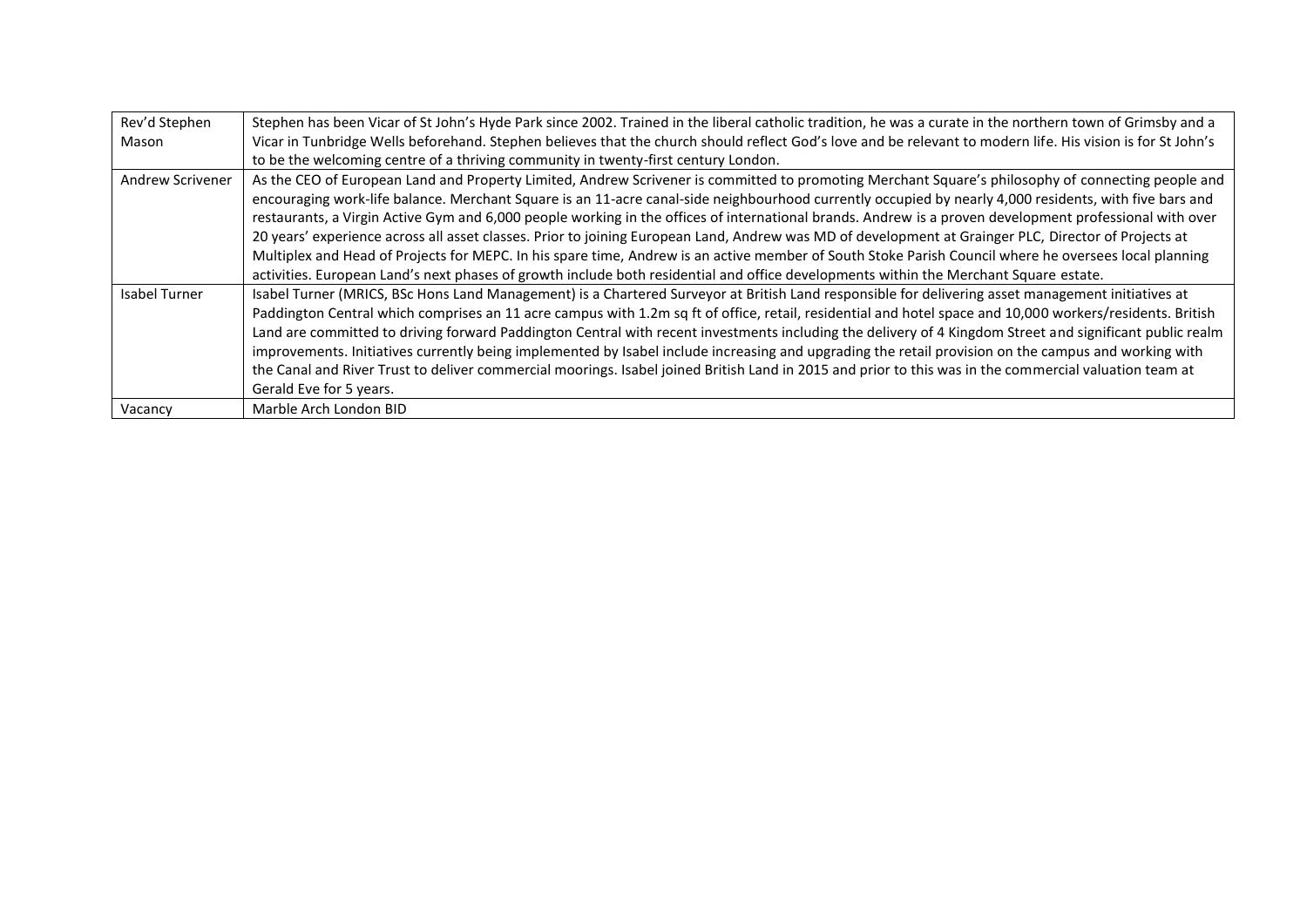| | |
|---|---|
| Rev'd Stephen Mason | Stephen has been Vicar of St John's Hyde Park since 2002. Trained in the liberal catholic tradition, he was a curate in the northern town of Grimsby and a Vicar in Tunbridge Wells beforehand. Stephen believes that the church should reflect God's love and be relevant to modern life. His vision is for St John's to be the welcoming centre of a thriving community in twenty-first century London. |
| Andrew Scrivener | As the CEO of European Land and Property Limited, Andrew Scrivener is committed to promoting Merchant Square's philosophy of connecting people and encouraging work-life balance. Merchant Square is an 11-acre canal-side neighbourhood currently occupied by nearly 4,000 residents, with five bars and restaurants, a Virgin Active Gym and 6,000 people working in the offices of international brands. Andrew is a proven development professional with over 20 years' experience across all asset classes. Prior to joining European Land, Andrew was MD of development at Grainger PLC, Director of Projects at Multiplex and Head of Projects for MEPC. In his spare time, Andrew is an active member of South Stoke Parish Council where he oversees local planning activities. European Land's next phases of growth include both residential and office developments within the Merchant Square estate. |
| Isabel Turner | Isabel Turner (MRICS, BSc Hons Land Management) is a Chartered Surveyor at British Land responsible for delivering asset management initiatives at Paddington Central which comprises an 11 acre campus with 1.2m sq ft of office, retail, residential and hotel space and 10,000 workers/residents. British Land are committed to driving forward Paddington Central with recent investments including the delivery of 4 Kingdom Street and significant public realm improvements. Initiatives currently being implemented by Isabel include increasing and upgrading the retail provision on the campus and working with the Canal and River Trust to deliver commercial moorings. Isabel joined British Land in 2015 and prior to this was in the commercial valuation team at Gerald Eve for 5 years. |
| Vacancy | Marble Arch London BID |